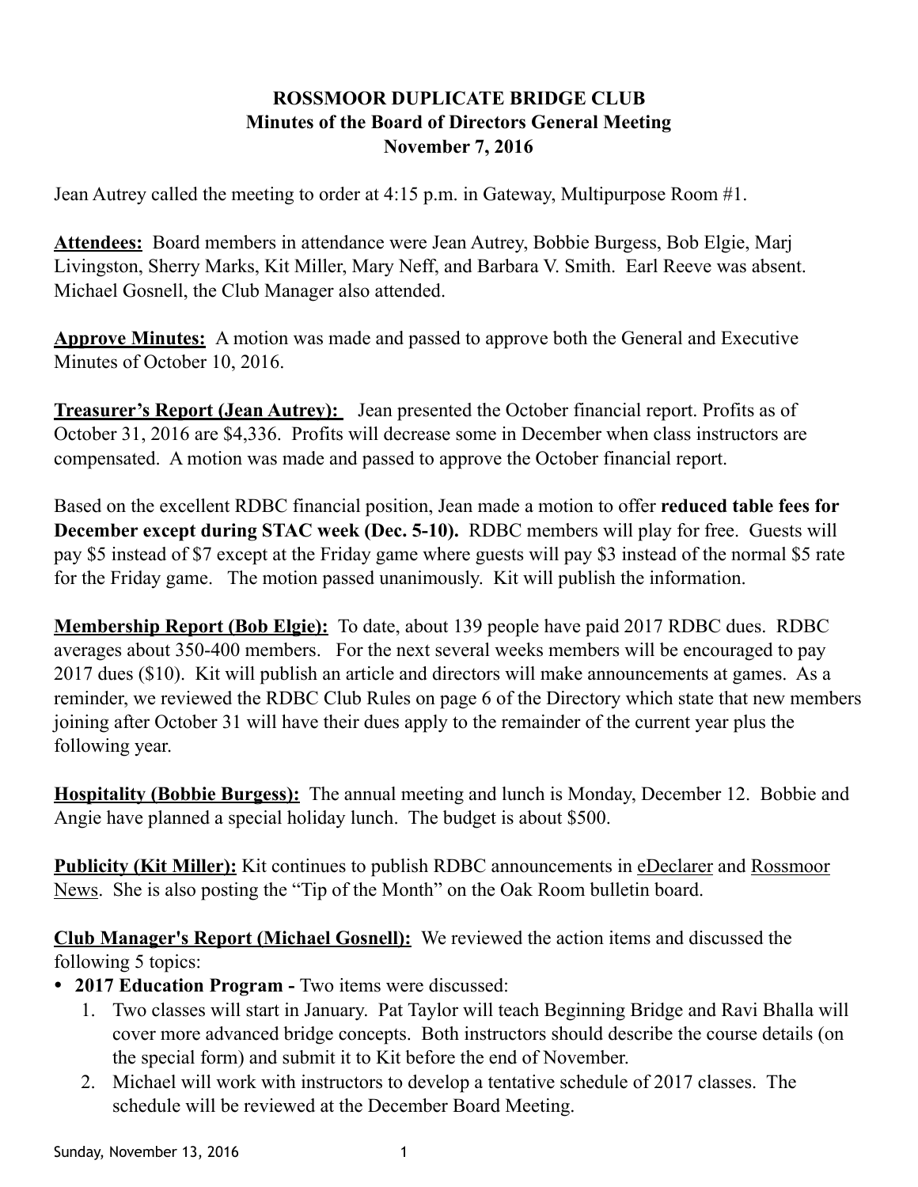**ROSSMOOR DUPLICATE BRIDGE CLUB**
**Minutes of the Board of Directors General Meeting**
**November 7, 2016**

Jean Autrey called the meeting to order at 4:15 p.m. in Gateway, Multipurpose Room #1.

**Attendees:** Board members in attendance were Jean Autrey, Bobbie Burgess, Bob Elgie, Marj Livingston, Sherry Marks, Kit Miller, Mary Neff, and Barbara V. Smith. Earl Reeve was absent. Michael Gosnell, the Club Manager also attended.

**Approve Minutes:** A motion was made and passed to approve both the General and Executive Minutes of October 10, 2016.

**Treasurer's Report (Jean Autrey):** Jean presented the October financial report. Profits as of October 31, 2016 are $4,336. Profits will decrease some in December when class instructors are compensated. A motion was made and passed to approve the October financial report.

Based on the excellent RDBC financial position, Jean made a motion to offer **reduced table fees for December except during STAC week (Dec. 5-10).** RDBC members will play for free. Guests will pay $5 instead of $7 except at the Friday game where guests will pay $3 instead of the normal $5 rate for the Friday game. The motion passed unanimously. Kit will publish the information.

**Membership Report (Bob Elgie):** To date, about 139 people have paid 2017 RDBC dues. RDBC averages about 350-400 members. For the next several weeks members will be encouraged to pay 2017 dues ($10). Kit will publish an article and directors will make announcements at games. As a reminder, we reviewed the RDBC Club Rules on page 6 of the Directory which state that new members joining after October 31 will have their dues apply to the remainder of the current year plus the following year.

**Hospitality (Bobbie Burgess):** The annual meeting and lunch is Monday, December 12. Bobbie and Angie have planned a special holiday lunch. The budget is about $500.

**Publicity (Kit Miller):** Kit continues to publish RDBC announcements in eDeclarer and Rossmoor News. She is also posting the "Tip of the Month" on the Oak Room bulletin board.

**Club Manager's Report (Michael Gosnell):** We reviewed the action items and discussed the following 5 topics:

- **2017 Education Program -** Two items were discussed:
  1. Two classes will start in January. Pat Taylor will teach Beginning Bridge and Ravi Bhalla will cover more advanced bridge concepts. Both instructors should describe the course details (on the special form) and submit it to Kit before the end of November.
  2. Michael will work with instructors to develop a tentative schedule of 2017 classes. The schedule will be reviewed at the December Board Meeting.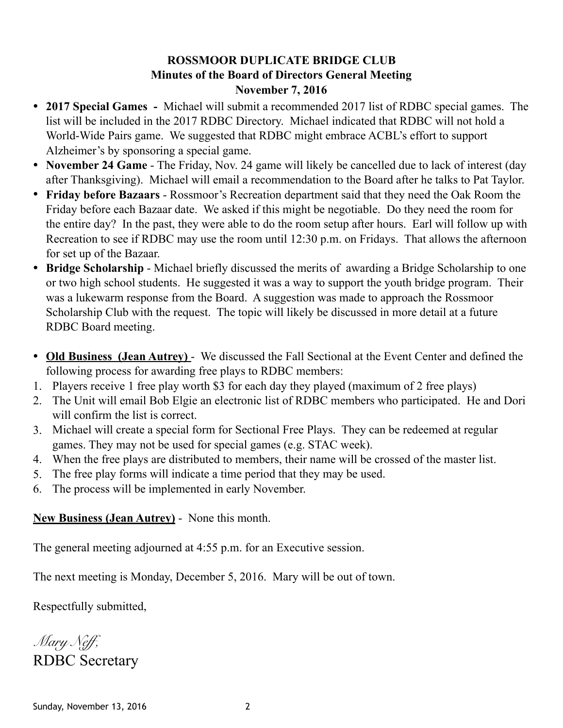**ROSSMOOR DUPLICATE BRIDGE CLUB**
**Minutes of the Board of Directors General Meeting**
**November 7, 2016**

- **2017 Special Games -** Michael will submit a recommended 2017 list of RDBC special games. The list will be included in the 2017 RDBC Directory. Michael indicated that RDBC will not hold a World-Wide Pairs game. We suggested that RDBC might embrace ACBL's effort to support Alzheimer's by sponsoring a special game.
- **November 24 Game** - The Friday, Nov. 24 game will likely be cancelled due to lack of interest (day after Thanksgiving). Michael will email a recommendation to the Board after he talks to Pat Taylor.
- **Friday before Bazaars** - Rossmoor's Recreation department said that they need the Oak Room the Friday before each Bazaar date. We asked if this might be negotiable. Do they need the room for the entire day? In the past, they were able to do the room setup after hours. Earl will follow up with Recreation to see if RDBC may use the room until 12:30 p.m. on Fridays. That allows the afternoon for set up of the Bazaar.
- **Bridge Scholarship** - Michael briefly discussed the merits of awarding a Bridge Scholarship to one or two high school students. He suggested it was a way to support the youth bridge program. Their was a lukewarm response from the Board. A suggestion was made to approach the Rossmoor Scholarship Club with the request. The topic will likely be discussed in more detail at a future RDBC Board meeting.

- **Old Business (Jean Autrey)** - We discussed the Fall Sectional at the Event Center and defined the following process for awarding free plays to RDBC members:

1. Players receive 1 free play worth $3 for each day they played (maximum of 2 free plays)
2. The Unit will email Bob Elgie an electronic list of RDBC members who participated. He and Dori will confirm the list is correct.
3. Michael will create a special form for Sectional Free Plays. They can be redeemed at regular games. They may not be used for special games (e.g. STAC week).
4. When the free plays are distributed to members, their name will be crossed of the master list.
5. The free play forms will indicate a time period that they may be used.
6. The process will be implemented in early November.

**New Business (Jean Autrey)** - None this month.

The general meeting adjourned at 4:55 p.m. for an Executive session.

The next meeting is Monday, December 5, 2016. Mary will be out of town.

Respectfully submitted,

*Mary Neff,*
RDBC Secretary